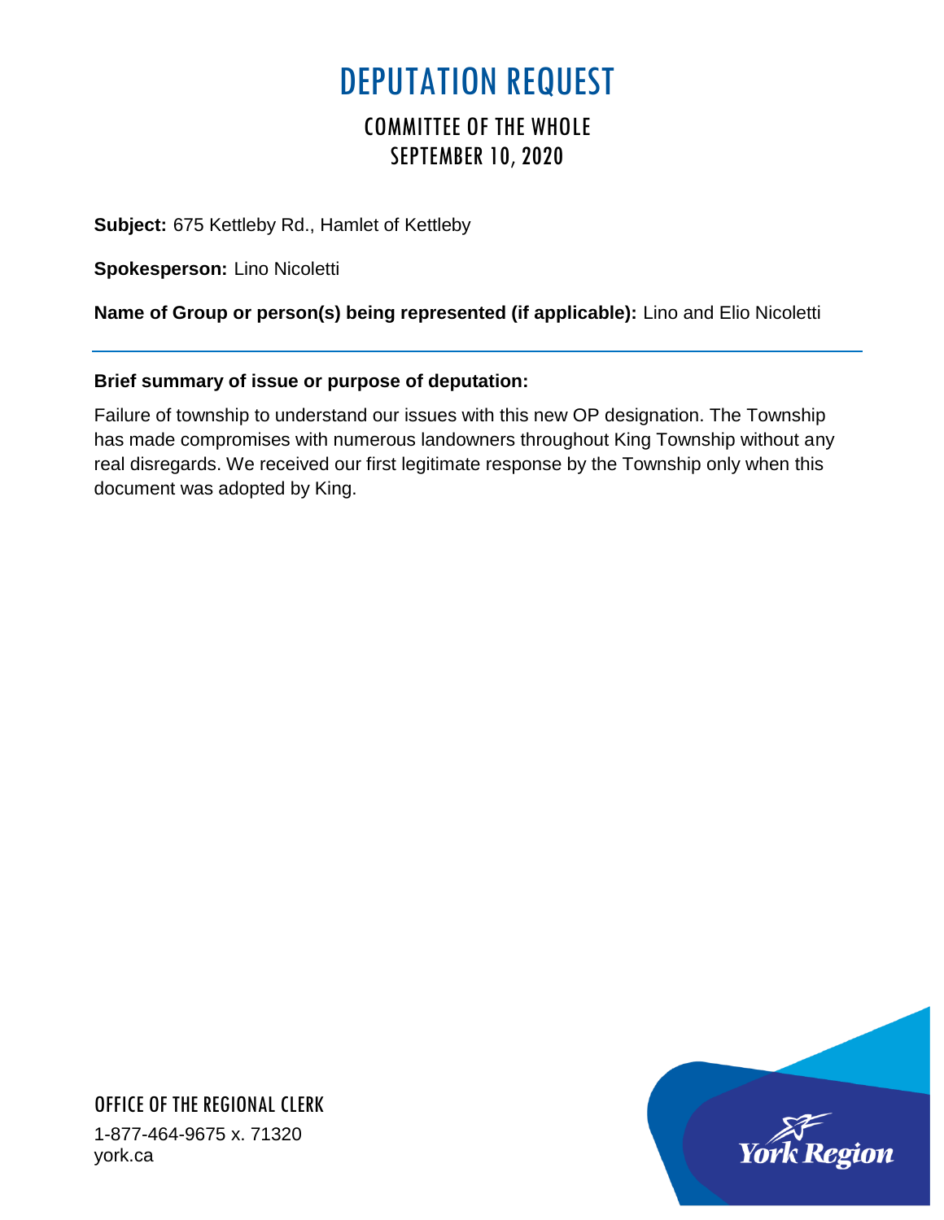# DEPUTATION REQUEST

## COMMITTEE OF THE WHOLE
## SEPTEMBER 10, 2020

**Subject:** 675 Kettleby Rd., Hamlet of Kettleby

**Spokesperson:** Lino Nicoletti

**Name of Group or person(s) being represented (if applicable):** Lino and Elio Nicoletti

---

**Brief summary of issue or purpose of deputation:**

Failure of township to understand our issues with this new OP designation. The Township has made compromises with numerous landowners throughout King Township without any real disregards. We received our first legitimate response by the Township only when this document was adopted by King.

OFFICE OF THE REGIONAL CLERK

1-877-464-9675 x. 71320
york.ca

York Region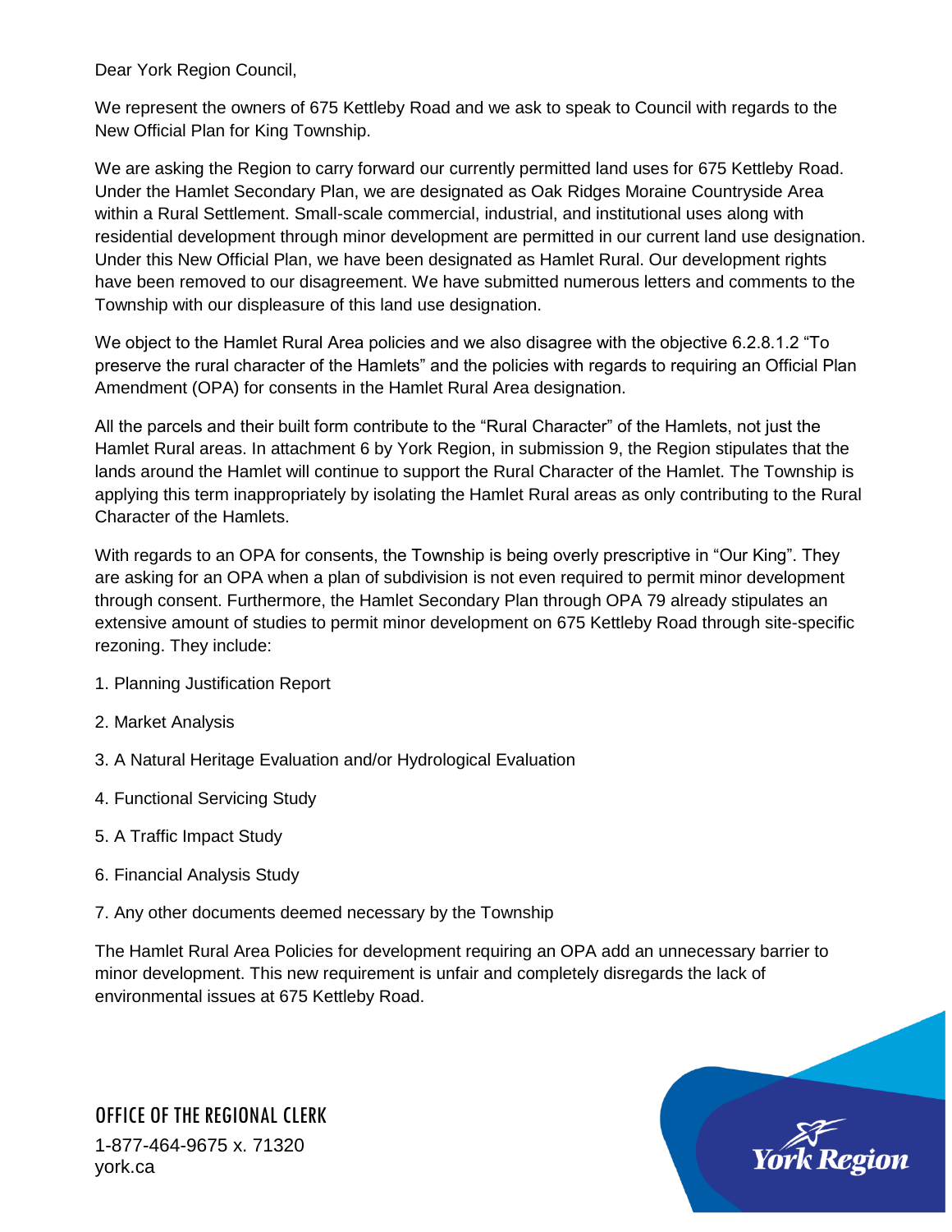Dear York Region Council,

We represent the owners of 675 Kettleby Road and we ask to speak to Council with regards to the New Official Plan for King Township.

We are asking the Region to carry forward our currently permitted land uses for 675 Kettleby Road. Under the Hamlet Secondary Plan, we are designated as Oak Ridges Moraine Countryside Area within a Rural Settlement. Small-scale commercial, industrial, and institutional uses along with residential development through minor development are permitted in our current land use designation. Under this New Official Plan, we have been designated as Hamlet Rural. Our development rights have been removed to our disagreement. We have submitted numerous letters and comments to the Township with our displeasure of this land use designation.

We object to the Hamlet Rural Area policies and we also disagree with the objective 6.2.8.1.2 "To preserve the rural character of the Hamlets" and the policies with regards to requiring an Official Plan Amendment (OPA) for consents in the Hamlet Rural Area designation.

All the parcels and their built form contribute to the "Rural Character" of the Hamlets, not just the Hamlet Rural areas. In attachment 6 by York Region, in submission 9, the Region stipulates that the lands around the Hamlet will continue to support the Rural Character of the Hamlet. The Township is applying this term inappropriately by isolating the Hamlet Rural areas as only contributing to the Rural Character of the Hamlets.

With regards to an OPA for consents, the Township is being overly prescriptive in "Our King". They are asking for an OPA when a plan of subdivision is not even required to permit minor development through consent. Furthermore, the Hamlet Secondary Plan through OPA 79 already stipulates an extensive amount of studies to permit minor development on 675 Kettleby Road through site-specific rezoning. They include:

1. Planning Justification Report
2. Market Analysis
3. A Natural Heritage Evaluation and/or Hydrological Evaluation
4. Functional Servicing Study
5. A Traffic Impact Study
6. Financial Analysis Study
7. Any other documents deemed necessary by the Township

The Hamlet Rural Area Policies for development requiring an OPA add an unnecessary barrier to minor development. This new requirement is unfair and completely disregards the lack of environmental issues at 675 Kettleby Road.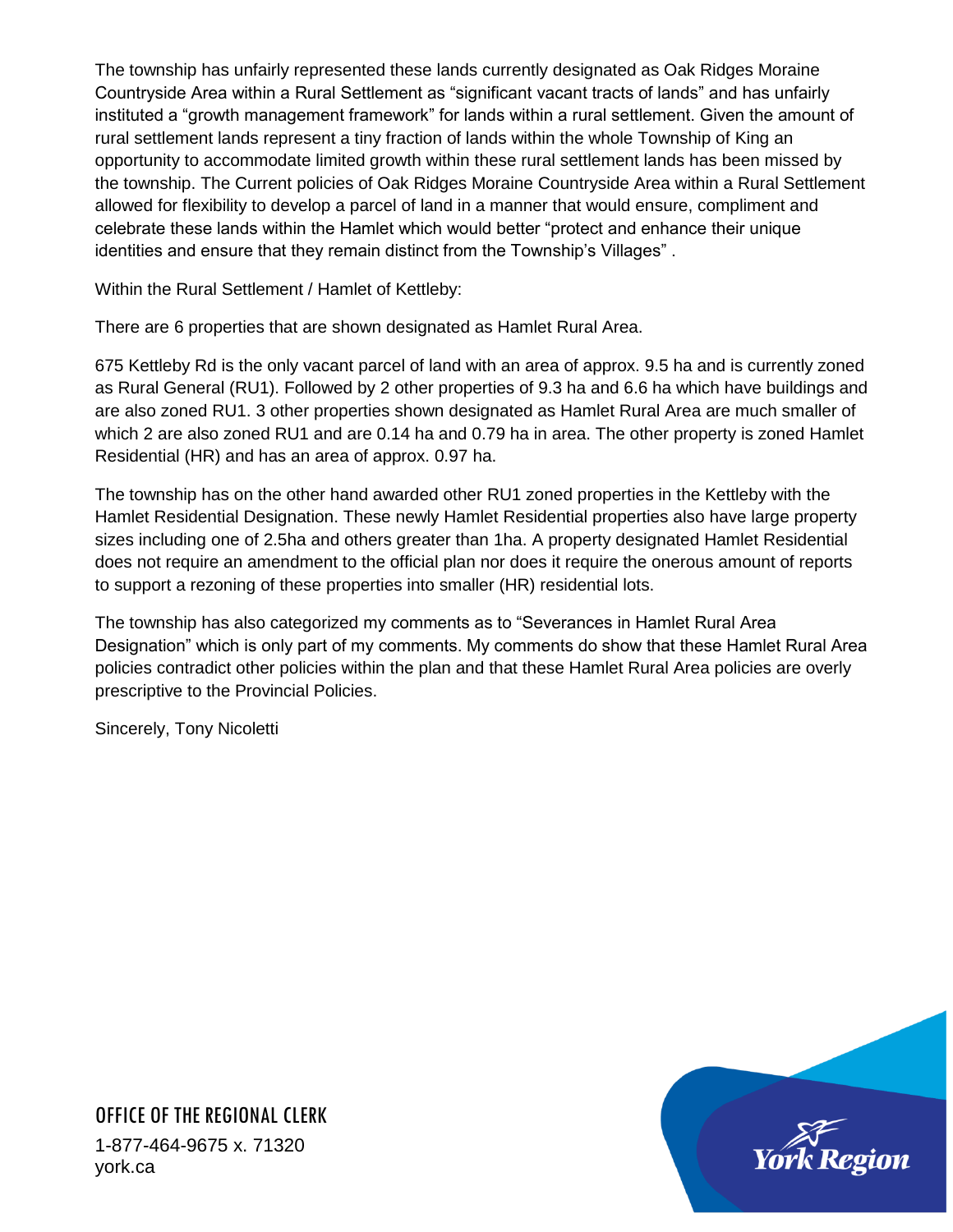The township has unfairly represented these lands currently designated as Oak Ridges Moraine Countryside Area within a Rural Settlement as "significant vacant tracts of lands" and has unfairly instituted a "growth management framework" for lands within a rural settlement. Given the amount of rural settlement lands represent a tiny fraction of lands within the whole Township of King an opportunity to accommodate limited growth within these rural settlement lands has been missed by the township. The Current policies of Oak Ridges Moraine Countryside Area within a Rural Settlement allowed for flexibility to develop a parcel of land in a manner that would ensure, compliment and celebrate these lands within the Hamlet which would better "protect and enhance their unique identities and ensure that they remain distinct from the Township's Villages" .

Within the Rural Settlement / Hamlet of Kettleby:

There are 6 properties that are shown designated as Hamlet Rural Area.

675 Kettleby Rd is the only vacant parcel of land with an area of approx. 9.5 ha and is currently zoned as Rural General (RU1). Followed by 2 other properties of 9.3 ha and 6.6 ha which have buildings and are also zoned RU1. 3 other properties shown designated as Hamlet Rural Area are much smaller of which 2 are also zoned RU1 and are 0.14 ha and 0.79 ha in area. The other property is zoned Hamlet Residential (HR) and has an area of approx. 0.97 ha.

The township has on the other hand awarded other RU1 zoned properties in the Kettleby with the Hamlet Residential Designation. These newly Hamlet Residential properties also have large property sizes including one of 2.5ha and others greater than 1ha. A property designated Hamlet Residential does not require an amendment to the official plan nor does it require the onerous amount of reports to support a rezoning of these properties into smaller (HR) residential lots.

The township has also categorized my comments as to "Severances in Hamlet Rural Area Designation" which is only part of my comments. My comments do show that these Hamlet Rural Area policies contradict other policies within the plan and that these Hamlet Rural Area policies are overly prescriptive to the Provincial Policies.

Sincerely, Tony Nicoletti

OFFICE OF THE REGIONAL CLERK

1-877-464-9675 x. 71320
york.ca